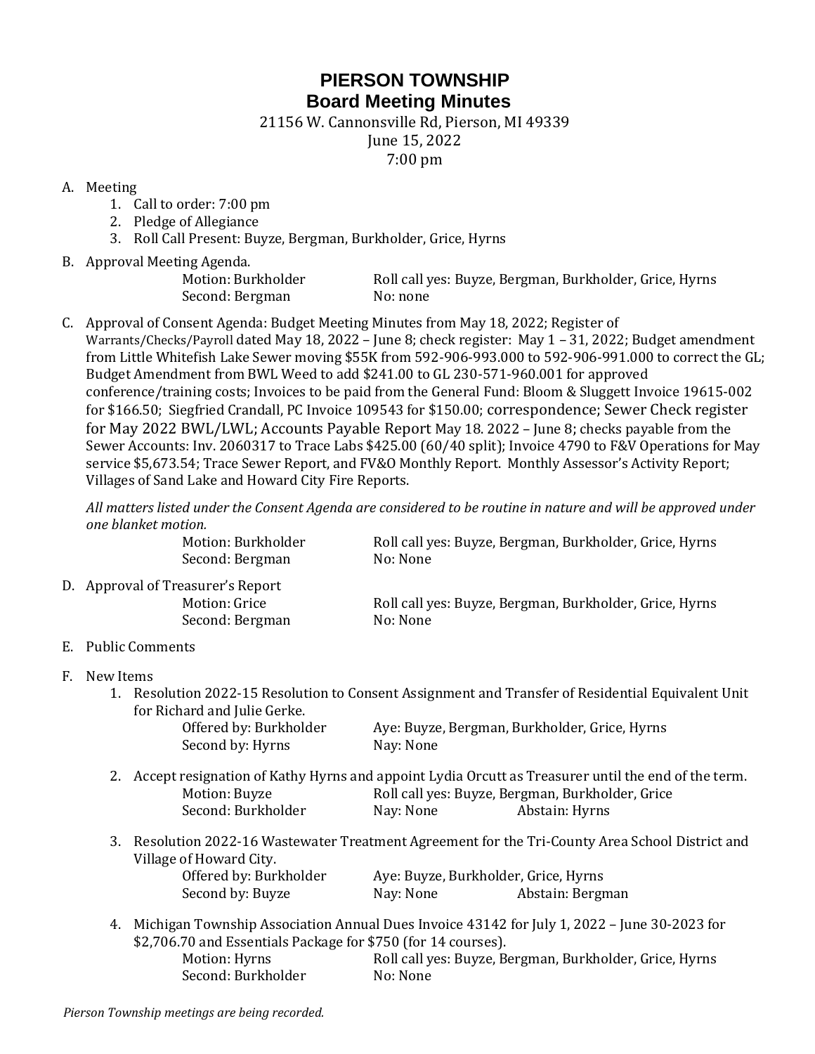# PIERSON TOWNSHIP
## Board Meeting Minutes

21156 W. Cannonsville Rd, Pierson, MI 49339
June 15, 2022
7:00 pm

A. Meeting
   1. Call to order: 7:00 pm
   2. Pledge of Allegiance
   3. Roll Call Present: Buyze, Bergman, Burkholder, Grice, Hyrns

B. Approval Meeting Agenda.

   Motion: Burkholder — Roll call yes: Buyze, Bergman, Burkholder, Grice, Hyrns
   Second: Bergman — No: none

C. Approval of Consent Agenda: Budget Meeting Minutes from May 18, 2022; Register of Warrants/Checks/Payroll dated May 18, 2022 – June 8; check register: May 1 – 31, 2022; Budget amendment from Little Whitefish Lake Sewer moving $55K from 592-906-993.000 to 592-906-991.000 to correct the GL; Budget Amendment from BWL Weed to add $241.00 to GL 230-571-960.001 for approved conference/training costs; Invoices to be paid from the General Fund: Bloom & Sluggett Invoice 19615-002 for $166.50; Siegfried Crandall, PC Invoice 109543 for $150.00; correspondence; Sewer Check register for May 2022 BWL/LWL; Accounts Payable Report May 18. 2022 – June 8; checks payable from the Sewer Accounts: Inv. 2060317 to Trace Labs $425.00 (60/40 split); Invoice 4790 to F&V Operations for May service $5,673.54; Trace Sewer Report, and FV&O Monthly Report. Monthly Assessor's Activity Report; Villages of Sand Lake and Howard City Fire Reports.

   *All matters listed under the Consent Agenda are considered to be routine in nature and will be approved under one blanket motion.*

   Motion: Burkholder — Roll call yes: Buyze, Bergman, Burkholder, Grice, Hyrns
   Second: Bergman — No: None

D. Approval of Treasurer's Report

   Motion: Grice — Roll call yes: Buyze, Bergman, Burkholder, Grice, Hyrns
   Second: Bergman — No: None

E. Public Comments

F. New Items
   1. Resolution 2022-15 Resolution to Consent Assignment and Transfer of Residential Equivalent Unit for Richard and Julie Gerke.

      Offered by: Burkholder — Aye: Buyze, Bergman, Burkholder, Grice, Hyrns
      Second by: Hyrns — Nay: None

   2. Accept resignation of Kathy Hyrns and appoint Lydia Orcutt as Treasurer until the end of the term.

      Motion: Buyze — Roll call yes: Buyze, Bergman, Burkholder, Grice
      Second: Burkholder — Nay: None — Abstain: Hyrns

   3. Resolution 2022-16 Wastewater Treatment Agreement for the Tri-County Area School District and Village of Howard City.

      Offered by: Burkholder — Aye: Buyze, Burkholder, Grice, Hyrns
      Second by: Buyze — Nay: None — Abstain: Bergman

   4. Michigan Township Association Annual Dues Invoice 43142 for July 1, 2022 – June 30-2023 for $2,706.70 and Essentials Package for $750 (for 14 courses).

      Motion: Hyrns — Roll call yes: Buyze, Bergman, Burkholder, Grice, Hyrns
      Second: Burkholder — No: None

*Pierson Township meetings are being recorded.*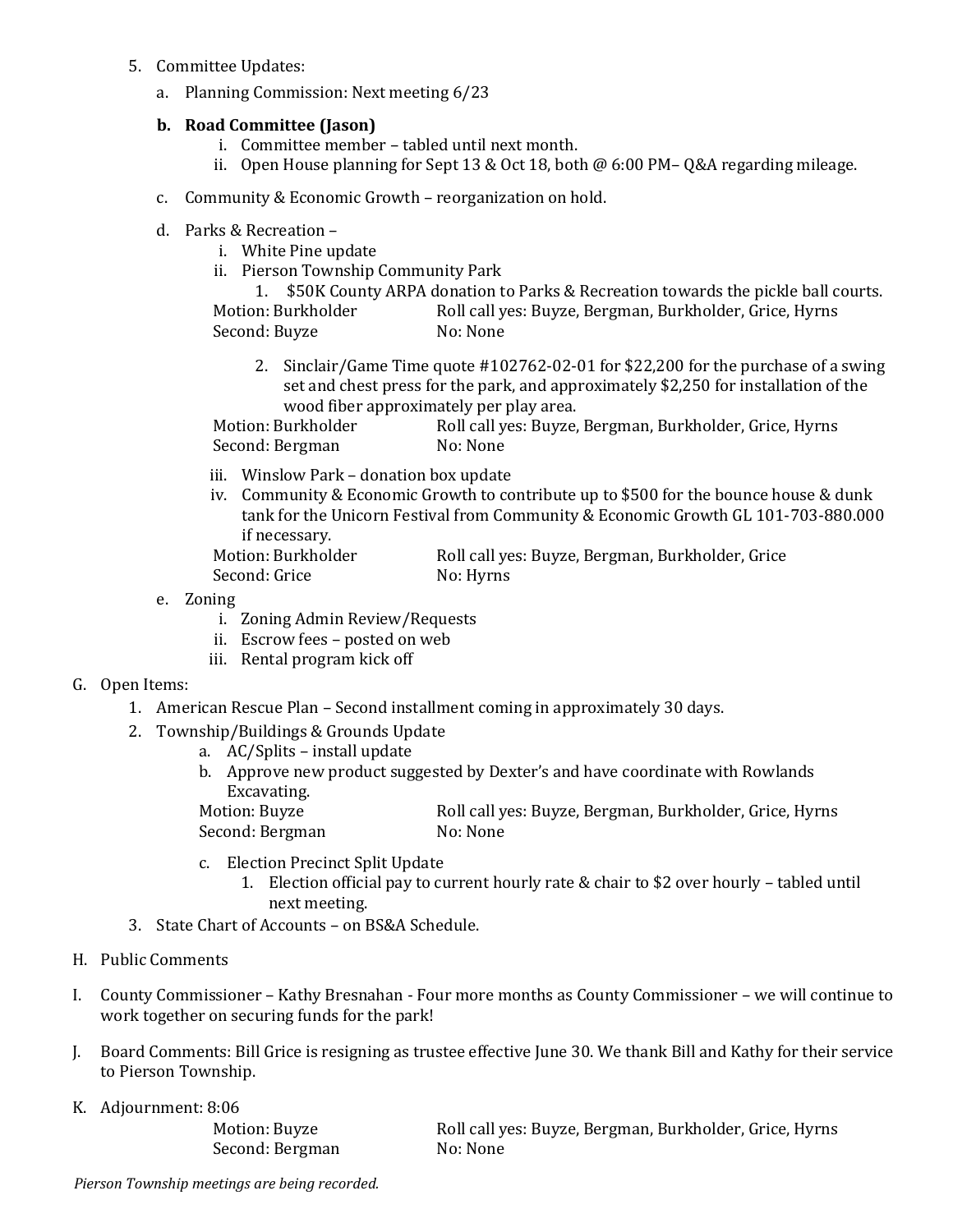5. Committee Updates:
   a. Planning Commission: Next meeting 6/23

   **b. Road Committee (Jason)**
      i. Committee member – tabled until next month.
      ii. Open House planning for Sept 13 & Oct 18, both @ 6:00 PM– Q&A regarding mileage.

   c. Community & Economic Growth – reorganization on hold.

   d. Parks & Recreation –
      i. White Pine update
      ii. Pierson Township Community Park
         1. $50K County ARPA donation to Parks & Recreation towards the pickle ball courts.

         Motion: Burkholder — Roll call yes: Buyze, Bergman, Burkholder, Grice, Hyrns
         Second: Buyze — No: None

         2. Sinclair/Game Time quote #102762-02-01 for $22,200 for the purchase of a swing set and chest press for the park, and approximately $2,250 for installation of the wood fiber approximately per play area.

         Motion: Burkholder — Roll call yes: Buyze, Bergman, Burkholder, Grice, Hyrns
         Second: Bergman — No: None

      iii. Winslow Park – donation box update
      iv. Community & Economic Growth to contribute up to $500 for the bounce house & dunk tank for the Unicorn Festival from Community & Economic Growth GL 101-703-880.000 if necessary.

         Motion: Burkholder — Roll call yes: Buyze, Bergman, Burkholder, Grice
         Second: Grice — No: Hyrns

   e. Zoning
      i. Zoning Admin Review/Requests
      ii. Escrow fees – posted on web
      iii. Rental program kick off

G. Open Items:
   1. American Rescue Plan – Second installment coming in approximately 30 days.
   2. Township/Buildings & Grounds Update
      a. AC/Splits – install update
      b. Approve new product suggested by Dexter's and have coordinate with Rowlands Excavating.

      Motion: Buyze — Roll call yes: Buyze, Bergman, Burkholder, Grice, Hyrns
      Second: Bergman — No: None

      c. Election Precinct Split Update
         1. Election official pay to current hourly rate & chair to $2 over hourly – tabled until next meeting.
   3. State Chart of Accounts – on BS&A Schedule.

H. Public Comments

I. County Commissioner – Kathy Bresnahan - Four more months as County Commissioner – we will continue to work together on securing funds for the park!

J. Board Comments: Bill Grice is resigning as trustee effective June 30. We thank Bill and Kathy for their service to Pierson Township.

K. Adjournment: 8:06

   Motion: Buyze — Roll call yes: Buyze, Bergman, Burkholder, Grice, Hyrns
   Second: Bergman — No: None

*Pierson Township meetings are being recorded.*